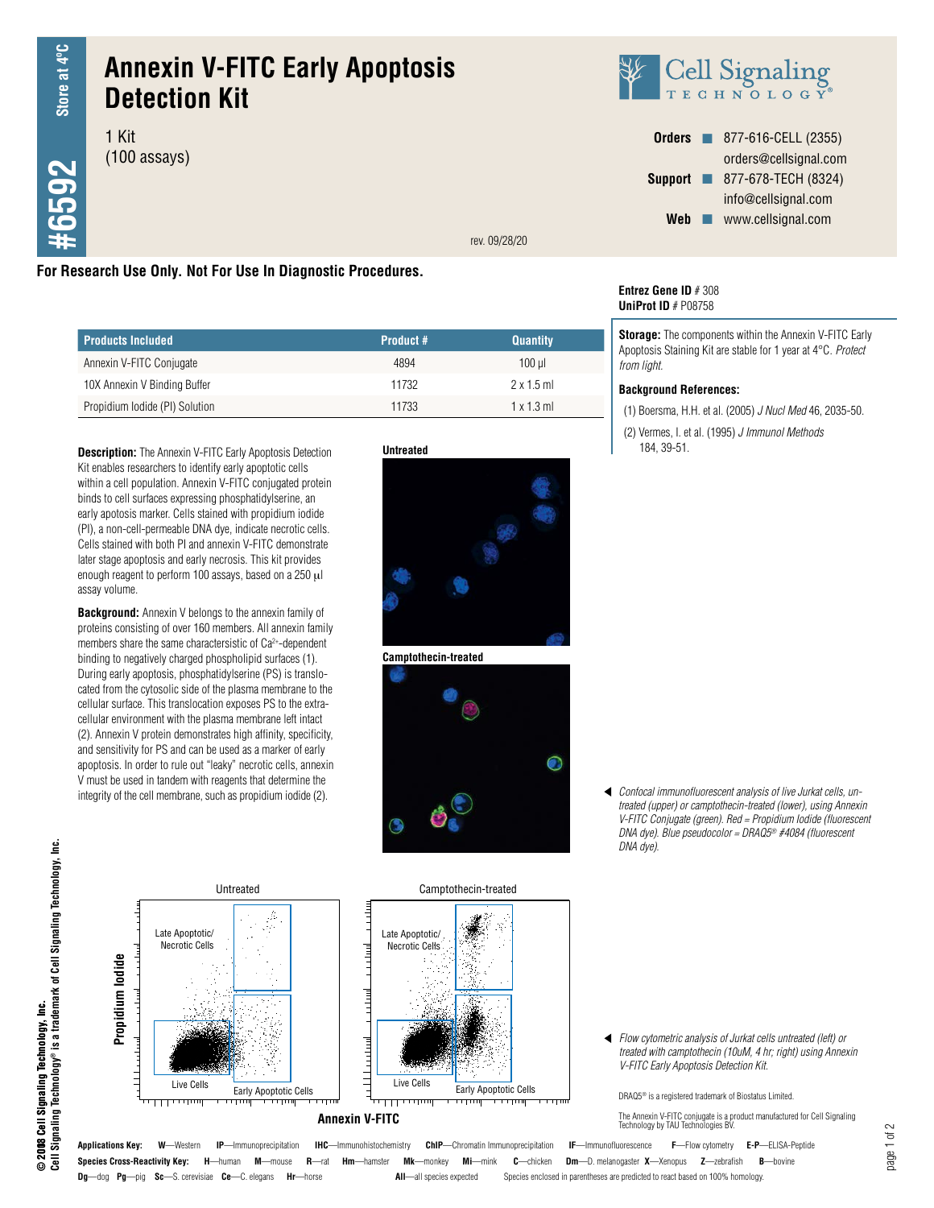# Annexin V-FITC Early Apoptosis Detection Kit

#6592 — Store at 4°C

1 Kit
(100 assays)

**Orders** ■ 877-616-CELL (2355)
orders@cellsignal.com
**Support** ■ 877-678-TECH (8324)
info@cellsignal.com
**Web** ■ www.cellsignal.com

rev. 09/28/20

**For Research Use Only. Not For Use In Diagnostic Procedures.**

**Entrez Gene ID** # 308
**UniProt ID** # P08758

| Products Included | Product # | Quantity |
|---|---|---|
| Annexin V-FITC Conjugate | 4894 | 100 µl |
| 10X Annexin V Binding Buffer | 11732 | 2 x 1.5 ml |
| Propidium Iodide (PI) Solution | 11733 | 1 x 1.3 ml |

**Storage:** The components within the Annexin V-FITC Early Apoptosis Staining Kit are stable for 1 year at 4°C. *Protect from light.*

**Background References:**

(1) Boersma, H.H. et al. (2005) *J Nucl Med* 46, 2035-50.

(2) Vermes, I. et al. (1995) *J Immunol Methods* 184, 39-51.

**Description:** The Annexin V-FITC Early Apoptosis Detection Kit enables researchers to identify early apoptotic cells within a cell population. Annexin V-FITC conjugated protein binds to cell surfaces expressing phosphatidylserine, an early apoptosis marker. Cells stained with propidium iodide (PI), a non-cell-permeable DNA dye, indicate necrotic cells. Cells stained with both PI and annexin V-FITC demonstrate later stage apoptosis and early necrosis. This kit provides enough reagent to perform 100 assays, based on a 250 µl assay volume.

**Background:** Annexin V belongs to the annexin family of proteins consisting of over 160 members. All annexin family members share the same charactersistic of $Ca^{2+}$-dependent binding to negatively charged phospholipid surfaces (1). During early apoptosis, phosphatidylserine (PS) is translocated from the cytosolic side of the plasma membrane to the cellular surface. This translocation exposes PS to the extracellular environment with the plasma membrane left intact (2). Annexin V protein demonstrates high affinity, specificity, and sensitivity for PS and can be used as a marker of early apoptosis. In order to rule out "leaky" necrotic cells, annexin V must be used in tandem with reagents that determine the integrity of the cell membrane, such as propidium iodide (2).

*Confocal immunofluorescent analysis of live Jurkat cells, untreated (upper) or camptothecin-treated (lower), using Annexin V-FITC Conjugate (green). Red = Propidium Iodide (fluorescent DNA dye). Blue pseudocolor = DRAQ5® #4084 (fluorescent DNA dye).*

*Flow cytometric analysis of Jurkat cells untreated (left) or treated with camptothecin (10uM, 4 hr; right) using Annexin V-FITC Early Apoptosis Detection Kit.*

DRAQ5® is a registered trademark of Biostatus Limited.

The Annexin V-FITC conjugate is a product manufactured for Cell Signaling Technology by TAU Technologies BV.

**Applications Key:** **W**—Western **IP**—Immunoprecipitation **IHC**—Immunohistochemistry **ChIP**—Chromatin Immunoprecipitation **IF**—Immunofluorescence **F**—Flow cytometry **E-P**—ELISA-Peptide

**Species Cross-Reactivity Key:** **H**—human **M**—mouse **R**—rat **Hm**—hamster **Mk**—monkey **Mi**—mink **C**—chicken **Dm**—D. melanogaster **X**—Xenopus **Z**—zebrafish **B**—bovine **Dg**—dog **Pg**—pig **Sc**—S. cerevisiae **Ce**—C. elegans **Hr**—horse **All**—all species expected Species enclosed in parentheses are predicted to react based on 100% homology.

© 2008 Cell Signaling Technology, Inc.
Cell Signaling Technology® is a trademark of Cell Signaling Technology, Inc.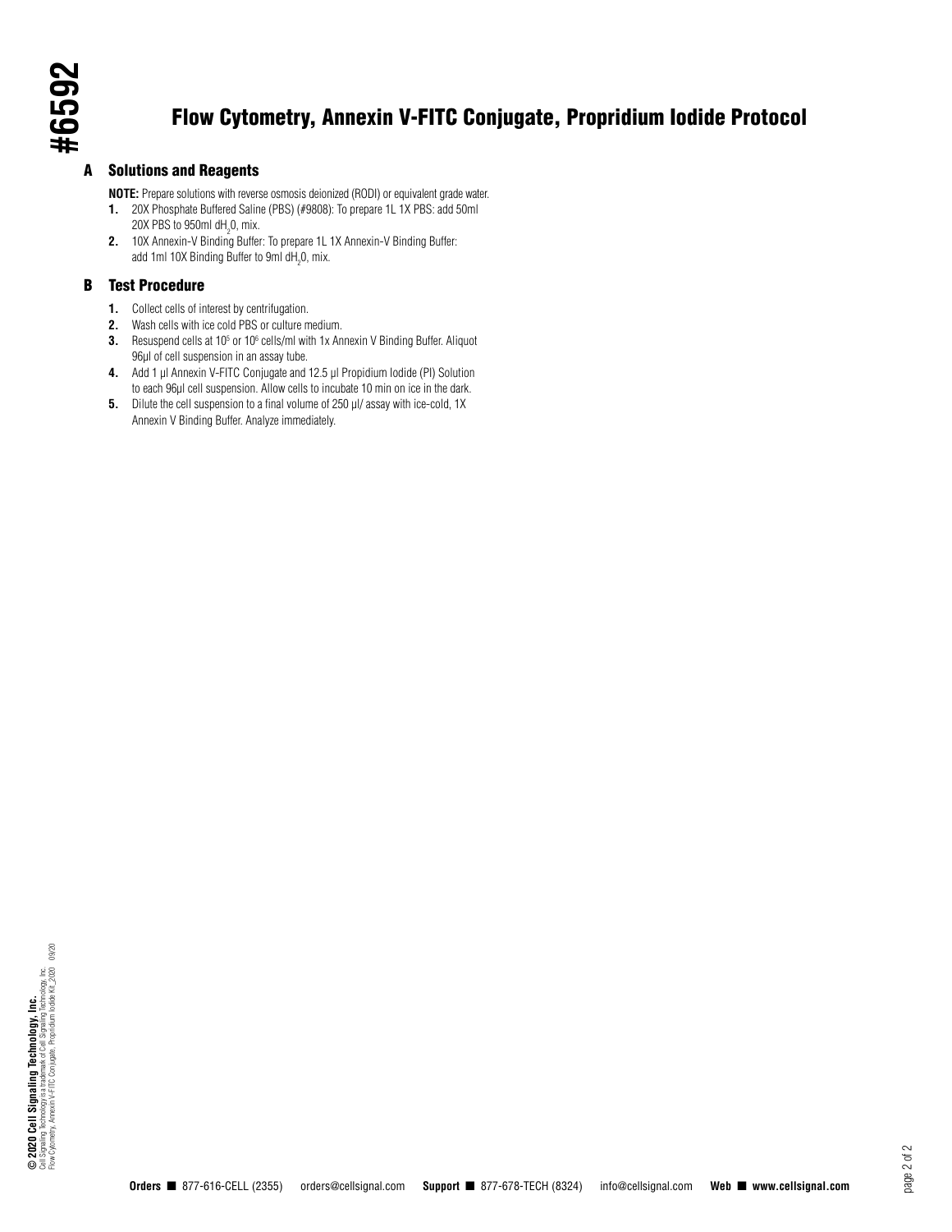# Flow Cytometry, Annexin V-FITC Conjugate, Propridium Iodide Protocol

## A Solutions and Reagents

**NOTE:** Prepare solutions with reverse osmosis deionized (RODI) or equivalent grade water.

1. 20X Phosphate Buffered Saline (PBS) (#9808): To prepare 1L 1X PBS: add 50ml 20X PBS to 950ml $dH_20$, mix.
2. 10X Annexin-V Binding Buffer: To prepare 1L 1X Annexin-V Binding Buffer: add 1ml 10X Binding Buffer to 9ml $dH_20$, mix.

## B Test Procedure

1. Collect cells of interest by centrifugation.
2. Wash cells with ice cold PBS or culture medium.
3. Resuspend cells at $10^5$ or $10^6$ cells/ml with 1x Annexin V Binding Buffer. Aliquot 96µl of cell suspension in an assay tube.
4. Add 1 µl Annexin V-FITC Conjugate and 12.5 µl Propidium Iodide (PI) Solution to each 96µl cell suspension. Allow cells to incubate 10 min on ice in the dark.
5. Dilute the cell suspension to a final volume of 250 µl/ assay with ice-cold, 1X Annexin V Binding Buffer. Analyze immediately.